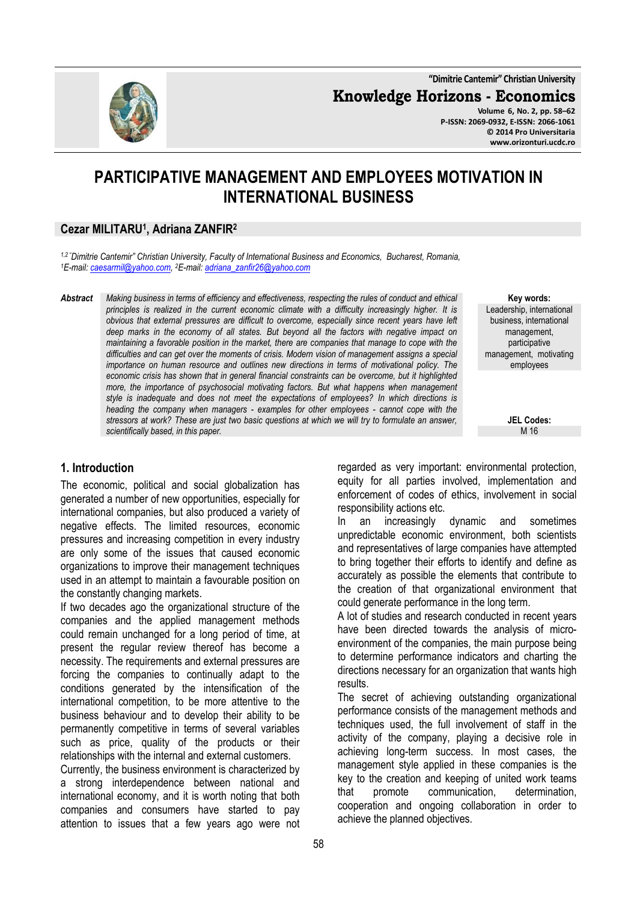# PARTICIPATIVE MANAGEMENT AND EMPLOYEES MOTIVATION IN INTERNATIONAL BUSINESS

**Cezar MILITARU[1], Adriana ZANFIR[2]**

*[1,2] "Dimitrie Cantemir" Christian University, Faculty of International Business and Economics, Bucharest, Romania,*
*[1]E-mail: caesarmil@yahoo.com, [2]E-mail: adriana_zanfir26@yahoo.com*

**Abstract** *Making business in terms of efficiency and effectiveness, respecting the rules of conduct and ethical principles is realized in the current economic climate with a difficulty increasingly higher. It is obvious that external pressures are difficult to overcome, especially since recent years have left deep marks in the economy of all states. But beyond all the factors with negative impact on maintaining a favorable position in the market, there are companies that manage to cope with the difficulties and can get over the moments of crisis. Modern vision of management assigns a special importance on human resource and outlines new directions in terms of motivational policy. The economic crisis has shown that in general financial constraints can be overcome, but it highlighted more, the importance of psychosocial motivating factors. But what happens when management style is inadequate and does not meet the expectations of employees? In which directions is heading the company when managers - examples for other employees - cannot cope with the stressors at work? These are just two basic questions at which we will try to formulate an answer, scientifically based, in this paper.*

**Key words:** Leadership, international business, international management, participative management, motivating employees

**JEL Codes:** M 16

## 1. Introduction

The economic, political and social globalization has generated a number of new opportunities, especially for international companies, but also produced a variety of negative effects. The limited resources, economic pressures and increasing competition in every industry are only some of the issues that caused economic organizations to improve their management techniques used in an attempt to maintain a favourable position on the constantly changing markets.

If two decades ago the organizational structure of the companies and the applied management methods could remain unchanged for a long period of time, at present the regular review thereof has become a necessity. The requirements and external pressures are forcing the companies to continually adapt to the conditions generated by the intensification of the international competition, to be more attentive to the business behaviour and to develop their ability to be permanently competitive in terms of several variables such as price, quality of the products or their relationships with the internal and external customers.

Currently, the business environment is characterized by a strong interdependence between national and international economy, and it is worth noting that both companies and consumers have started to pay attention to issues that a few years ago were not regarded as very important: environmental protection, equity for all parties involved, implementation and enforcement of codes of ethics, involvement in social responsibility actions etc.

In an increasingly dynamic and sometimes unpredictable economic environment, both scientists and representatives of large companies have attempted to bring together their efforts to identify and define as accurately as possible the elements that contribute to the creation of that organizational environment that could generate performance in the long term.

A lot of studies and research conducted in recent years have been directed towards the analysis of micro-environment of the companies, the main purpose being to determine performance indicators and charting the directions necessary for an organization that wants high results.

The secret of achieving outstanding organizational performance consists of the management methods and techniques used, the full involvement of staff in the activity of the company, playing a decisive role in achieving long-term success. In most cases, the management style applied in these companies is the key to the creation and keeping of united work teams that promote communication, determination, cooperation and ongoing collaboration in order to achieve the planned objectives.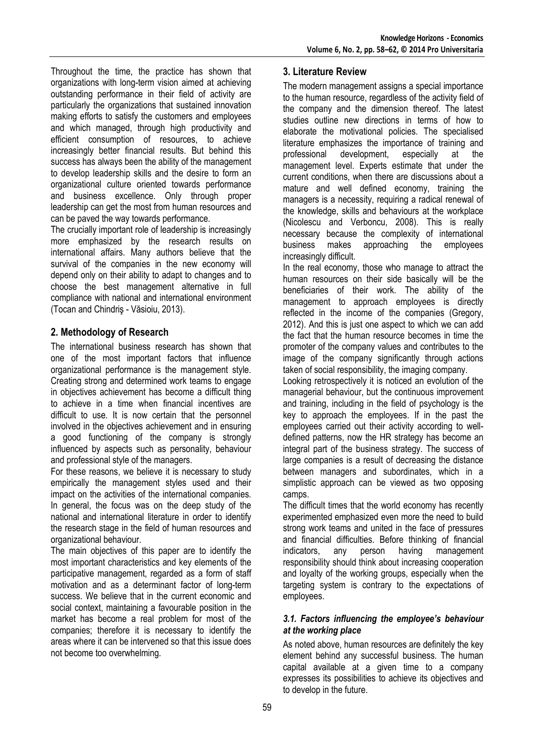Throughout the time, the practice has shown that organizations with long-term vision aimed at achieving outstanding performance in their field of activity are particularly the organizations that sustained innovation making efforts to satisfy the customers and employees and which managed, through high productivity and efficient consumption of resources, to achieve increasingly better financial results. But behind this success has always been the ability of the management to develop leadership skills and the desire to form an organizational culture oriented towards performance and business excellence. Only through proper leadership can get the most from human resources and can be paved the way towards performance.

The crucially important role of leadership is increasingly more emphasized by the research results on international affairs. Many authors believe that the survival of the companies in the new economy will depend only on their ability to adapt to changes and to choose the best management alternative in full compliance with national and international environment (Tocan and Chindriş - Văsioiu, 2013).

## 2. Methodology of Research

The international business research has shown that one of the most important factors that influence organizational performance is the management style. Creating strong and determined work teams to engage in objectives achievement has become a difficult thing to achieve in a time when financial incentives are difficult to use. It is now certain that the personnel involved in the objectives achievement and in ensuring a good functioning of the company is strongly influenced by aspects such as personality, behaviour and professional style of the managers.

For these reasons, we believe it is necessary to study empirically the management styles used and their impact on the activities of the international companies. In general, the focus was on the deep study of the national and international literature in order to identify the research stage in the field of human resources and organizational behaviour.

The main objectives of this paper are to identify the most important characteristics and key elements of the participative management, regarded as a form of staff motivation and as a determinant factor of long-term success. We believe that in the current economic and social context, maintaining a favourable position in the market has become a real problem for most of the companies; therefore it is necessary to identify the areas where it can be intervened so that this issue does not become too overwhelming.

## 3. Literature Review

The modern management assigns a special importance to the human resource, regardless of the activity field of the company and the dimension thereof. The latest studies outline new directions in terms of how to elaborate the motivational policies. The specialised literature emphasizes the importance of training and professional development, especially at the management level. Experts estimate that under the current conditions, when there are discussions about a mature and well defined economy, training the managers is a necessity, requiring a radical renewal of the knowledge, skills and behaviours at the workplace (Nicolescu and Verboncu, 2008). This is really necessary because the complexity of international business makes approaching the employees increasingly difficult.

In the real economy, those who manage to attract the human resources on their side basically will be the beneficiaries of their work. The ability of the management to approach employees is directly reflected in the income of the companies (Gregory, 2012). And this is just one aspect to which we can add the fact that the human resource becomes in time the promoter of the company values and contributes to the image of the company significantly through actions taken of social responsibility, the imaging company.

Looking retrospectively it is noticed an evolution of the managerial behaviour, but the continuous improvement and training, including in the field of psychology is the key to approach the employees. If in the past the employees carried out their activity according to well-defined patterns, now the HR strategy has become an integral part of the business strategy. The success of large companies is a result of decreasing the distance between managers and subordinates, which in a simplistic approach can be viewed as two opposing camps.

The difficult times that the world economy has recently experimented emphasized even more the need to build strong work teams and united in the face of pressures and financial difficulties. Before thinking of financial indicators, any person having management responsibility should think about increasing cooperation and loyalty of the working groups, especially when the targeting system is contrary to the expectations of employees.

### *3.1. Factors influencing the employee's behaviour at the working place*

As noted above, human resources are definitely the key element behind any successful business. The human capital available at a given time to a company expresses its possibilities to achieve its objectives and to develop in the future.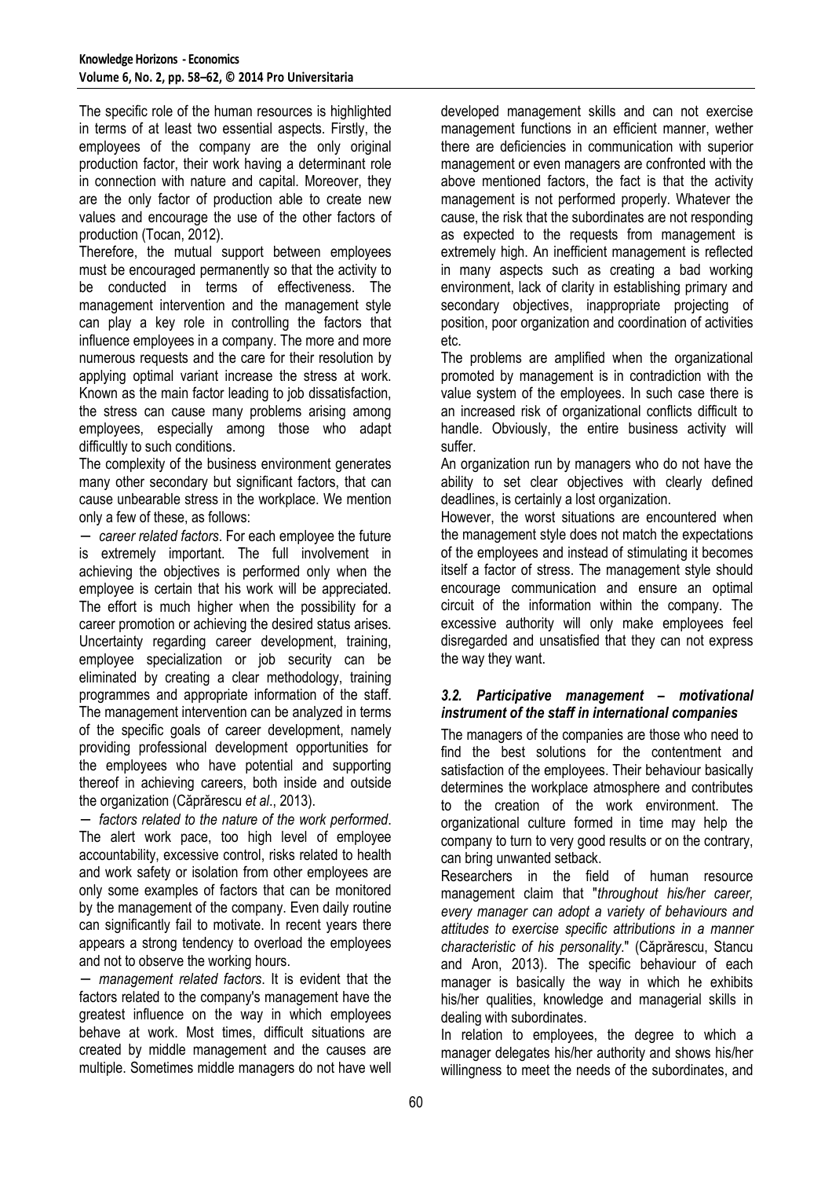The specific role of the human resources is highlighted in terms of at least two essential aspects. Firstly, the employees of the company are the only original production factor, their work having a determinant role in connection with nature and capital. Moreover, they are the only factor of production able to create new values and encourage the use of the other factors of production (Tocan, 2012).

Therefore, the mutual support between employees must be encouraged permanently so that the activity to be conducted in terms of effectiveness. The management intervention and the management style can play a key role in controlling the factors that influence employees in a company. The more and more numerous requests and the care for their resolution by applying optimal variant increase the stress at work. Known as the main factor leading to job dissatisfaction, the stress can cause many problems arising among employees, especially among those who adapt difficultly to such conditions.

The complexity of the business environment generates many other secondary but significant factors, that can cause unbearable stress in the workplace. We mention only a few of these, as follows:

− *career related factors*. For each employee the future is extremely important. The full involvement in achieving the objectives is performed only when the employee is certain that his work will be appreciated. The effort is much higher when the possibility for a career promotion or achieving the desired status arises. Uncertainty regarding career development, training, employee specialization or job security can be eliminated by creating a clear methodology, training programmes and appropriate information of the staff. The management intervention can be analyzed in terms of the specific goals of career development, namely providing professional development opportunities for the employees who have potential and supporting thereof in achieving careers, both inside and outside the organization (Căprărescu *et al*., 2013).

− *factors related to the nature of the work performed*. The alert work pace, too high level of employee accountability, excessive control, risks related to health and work safety or isolation from other employees are only some examples of factors that can be monitored by the management of the company. Even daily routine can significantly fail to motivate. In recent years there appears a strong tendency to overload the employees and not to observe the working hours.

− *management related factors*. It is evident that the factors related to the company's management have the greatest influence on the way in which employees behave at work. Most times, difficult situations are created by middle management and the causes are multiple. Sometimes middle managers do not have well developed management skills and can not exercise management functions in an efficient manner, wether there are deficiencies in communication with superior management or even managers are confronted with the above mentioned factors, the fact is that the activity management is not performed properly. Whatever the cause, the risk that the subordinates are not responding as expected to the requests from management is extremely high. An inefficient management is reflected in many aspects such as creating a bad working environment, lack of clarity in establishing primary and secondary objectives, inappropriate projecting of position, poor organization and coordination of activities etc.

The problems are amplified when the organizational promoted by management is in contradiction with the value system of the employees. In such case there is an increased risk of organizational conflicts difficult to handle. Obviously, the entire business activity will suffer.

An organization run by managers who do not have the ability to set clear objectives with clearly defined deadlines, is certainly a lost organization.

However, the worst situations are encountered when the management style does not match the expectations of the employees and instead of stimulating it becomes itself a factor of stress. The management style should encourage communication and ensure an optimal circuit of the information within the company. The excessive authority will only make employees feel disregarded and unsatisfied that they can not express the way they want.

### *3.2. Participative management – motivational instrument of the staff in international companies*

The managers of the companies are those who need to find the best solutions for the contentment and satisfaction of the employees. Their behaviour basically determines the workplace atmosphere and contributes to the creation of the work environment. The organizational culture formed in time may help the company to turn to very good results or on the contrary, can bring unwanted setback.

Researchers in the field of human resource management claim that "*throughout his/her career, every manager can adopt a variety of behaviours and attitudes to exercise specific attributions in a manner characteristic of his personality*." (Căprărescu, Stancu and Aron, 2013). The specific behaviour of each manager is basically the way in which he exhibits his/her qualities, knowledge and managerial skills in dealing with subordinates.

In relation to employees, the degree to which a manager delegates his/her authority and shows his/her willingness to meet the needs of the subordinates, and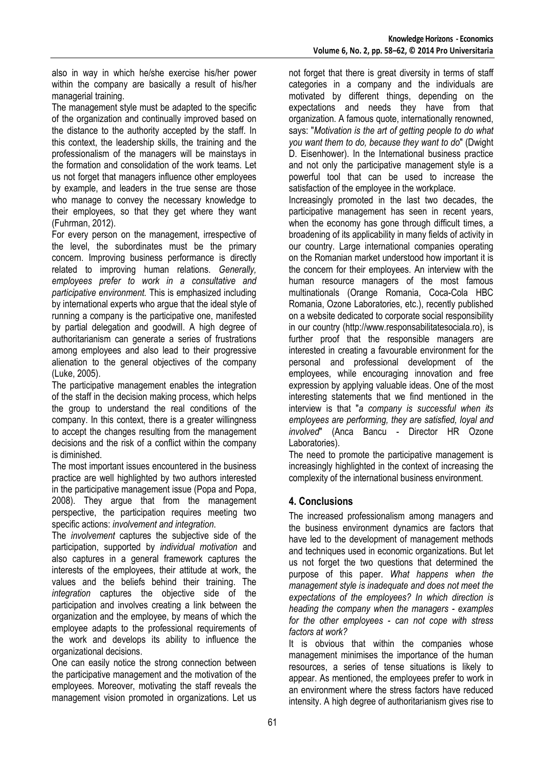also in way in which he/she exercise his/her power within the company are basically a result of his/her managerial training.

The management style must be adapted to the specific of the organization and continually improved based on the distance to the authority accepted by the staff. In this context, the leadership skills, the training and the professionalism of the managers will be mainstays in the formation and consolidation of the work teams. Let us not forget that managers influence other employees by example, and leaders in the true sense are those who manage to convey the necessary knowledge to their employees, so that they get where they want (Fuhrman, 2012).

For every person on the management, irrespective of the level, the subordinates must be the primary concern. Improving business performance is directly related to improving human relations. *Generally, employees prefer to work in a consultative and participative environment.* This is emphasized including by international experts who argue that the ideal style of running a company is the participative one, manifested by partial delegation and goodwill. A high degree of authoritarianism can generate a series of frustrations among employees and also lead to their progressive alienation to the general objectives of the company (Luke, 2005).

The participative management enables the integration of the staff in the decision making process, which helps the group to understand the real conditions of the company. In this context, there is a greater willingness to accept the changes resulting from the management decisions and the risk of a conflict within the company is diminished.

The most important issues encountered in the business practice are well highlighted by two authors interested in the participative management issue (Popa and Popa, 2008). They argue that from the management perspective, the participation requires meeting two specific actions: *involvement and integration*.

The *involvement* captures the subjective side of the participation, supported by *individual motivation* and also captures in a general framework captures the interests of the employees, their attitude at work, the values and the beliefs behind their training. The *integration* captures the objective side of the participation and involves creating a link between the organization and the employee, by means of which the employee adapts to the professional requirements of the work and develops its ability to influence the organizational decisions.

One can easily notice the strong connection between the participative management and the motivation of the employees. Moreover, motivating the staff reveals the management vision promoted in organizations. Let us not forget that there is great diversity in terms of staff categories in a company and the individuals are motivated by different things, depending on the expectations and needs they have from that organization. A famous quote, internationally renowned, says: "*Motivation is the art of getting people to do what you want them to do, because they want to do*" (Dwight D. Eisenhower). In the International business practice and not only the participative management style is a powerful tool that can be used to increase the satisfaction of the employee in the workplace.

Increasingly promoted in the last two decades, the participative management has seen in recent years, when the economy has gone through difficult times, a broadening of its applicability in many fields of activity in our country. Large international companies operating on the Romanian market understood how important it is the concern for their employees. An interview with the human resource managers of the most famous multinationals (Orange Romania, Coca-Cola HBC Romania, Ozone Laboratories, etc.), recently published on a website dedicated to corporate social responsibility in our country (http://www.responsabilitatesociala.ro), is further proof that the responsible managers are interested in creating a favourable environment for the personal and professional development of the employees, while encouraging innovation and free expression by applying valuable ideas. One of the most interesting statements that we find mentioned in the interview is that "*a company is successful when its employees are performing, they are satisfied, loyal and involved*" (Anca Bancu - Director HR Ozone Laboratories).

The need to promote the participative management is increasingly highlighted in the context of increasing the complexity of the international business environment.

## 4. Conclusions

The increased professionalism among managers and the business environment dynamics are factors that have led to the development of management methods and techniques used in economic organizations. But let us not forget the two questions that determined the purpose of this paper. *What happens when the management style is inadequate and does not meet the expectations of the employees? In which direction is heading the company when the managers - examples for the other employees - can not cope with stress factors at work?*

It is obvious that within the companies whose management minimises the importance of the human resources, a series of tense situations is likely to appear. As mentioned, the employees prefer to work in an environment where the stress factors have reduced intensity. A high degree of authoritarianism gives rise to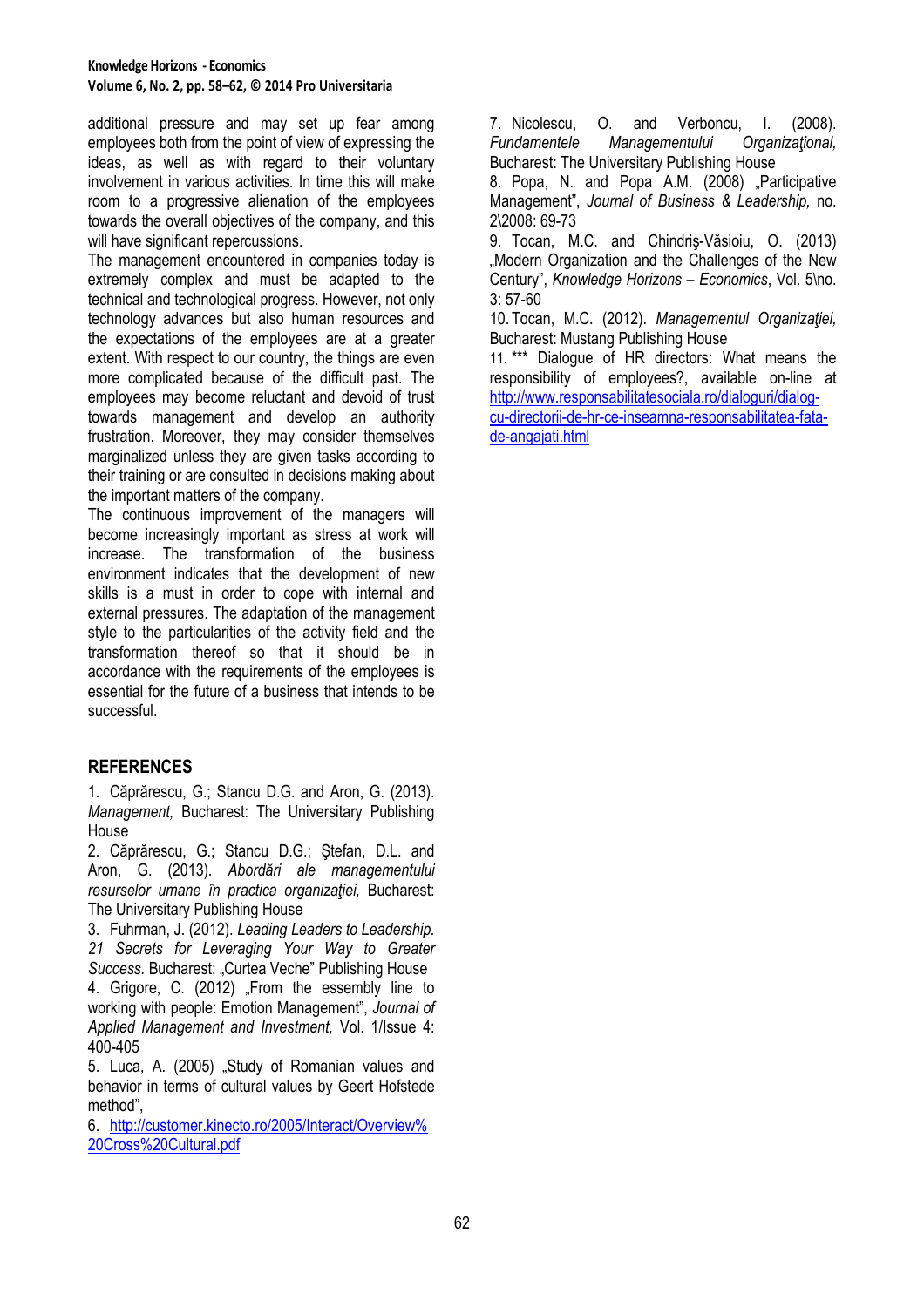additional pressure and may set up fear among employees both from the point of view of expressing the ideas, as well as with regard to their voluntary involvement in various activities. In time this will make room to a progressive alienation of the employees towards the overall objectives of the company, and this will have significant repercussions.

The management encountered in companies today is extremely complex and must be adapted to the technical and technological progress. However, not only technology advances but also human resources and the expectations of the employees are at a greater extent. With respect to our country, the things are even more complicated because of the difficult past. The employees may become reluctant and devoid of trust towards management and develop an authority frustration. Moreover, they may consider themselves marginalized unless they are given tasks according to their training or are consulted in decisions making about the important matters of the company.

The continuous improvement of the managers will become increasingly important as stress at work will increase. The transformation of the business environment indicates that the development of new skills is a must in order to cope with internal and external pressures. The adaptation of the management style to the particularities of the activity field and the transformation thereof so that it should be in accordance with the requirements of the employees is essential for the future of a business that intends to be successful.

## REFERENCES

1. Căprărescu, G.; Stancu D.G. and Aron, G. (2013). *Management,* Bucharest: The Universitary Publishing House
2. Căprărescu, G.; Stancu D.G.; Ştefan, D.L. and Aron, G. (2013). *Abordări ale managementului resurselor umane în practica organizaţiei,* Bucharest: The Universitary Publishing House
3. Fuhrman, J. (2012). *Leading Leaders to Leadership. 21 Secrets for Leveraging Your Way to Greater Success.* Bucharest: „Curtea Veche" Publishing House
4. Grigore, C. (2012) „From the essembly line to working with people: Emotion Management", *Journal of Applied Management and Investment,* Vol. 1/Issue 4: 400-405
5. Luca, A. (2005) „Study of Romanian values and behavior in terms of cultural values by Geert Hofstede method",
6. http://customer.kinecto.ro/2005/Interact/Overview%20Cross%20Cultural.pdf
7. Nicolescu, O. and Verboncu, I. (2008). *Fundamentele Managementului Organizaţional,* Bucharest: The Universitary Publishing House
8. Popa, N. and Popa A.M. (2008) „Participative Management", *Journal of Business & Leadership,* no. 2\2008: 69-73
9. Tocan, M.C. and Chindriş-Văsioiu, O. (2013) „Modern Organization and the Challenges of the New Century", *Knowledge Horizons – Economics*, Vol. 5\no. 3: 57-60
10. Tocan, M.C. (2012). *Managementul Organizaţiei,* Bucharest: Mustang Publishing House
11. *** Dialogue of HR directors: What means the responsibility of employees?, available on-line at http://www.responsabilitatesociala.ro/dialoguri/dialog-cu-directorii-de-hr-ce-inseamna-responsabilitatea-fata-de-angajati.html